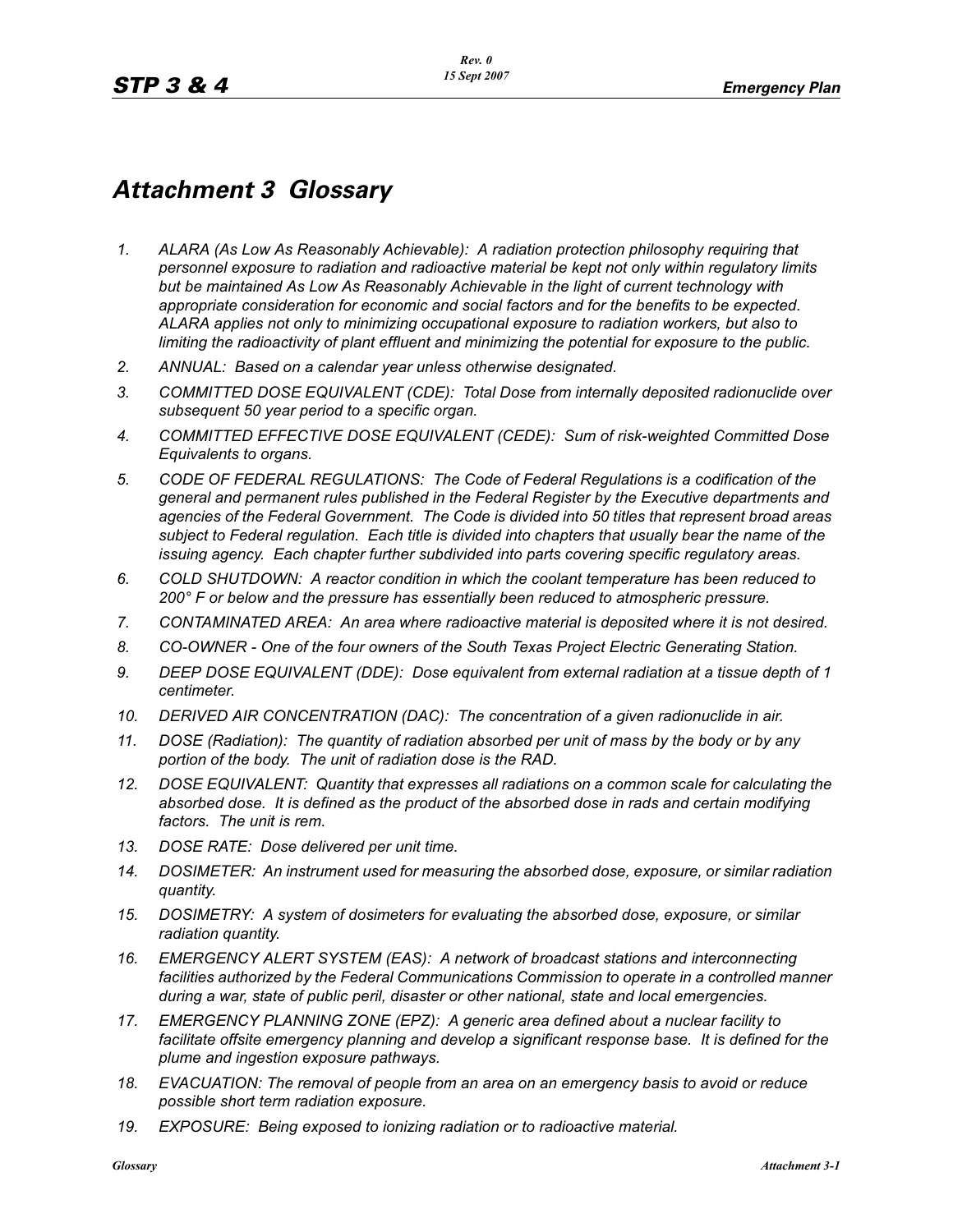# Attachment 3 Glossary

1. ALARA (As Low As Reasonably Achievable): A radiation protection philosophy requiring that personnel exposure to radiation and radioactive material be kept not only within regulatory limits but be maintained As Low As Reasonably Achievable in the light of current technology with appropriate consideration for economic and social factors and for the benefits to be expected. ALARA applies not only to minimizing occupational exposure to radiation workers, but also to limiting the radioactivity of plant effluent and minimizing the potential for exposure to the public.
2. ANNUAL: Based on a calendar year unless otherwise designated.
3. COMMITTED DOSE EQUIVALENT (CDE): Total Dose from internally deposited radionuclide over subsequent 50 year period to a specific organ.
4. COMMITTED EFFECTIVE DOSE EQUIVALENT (CEDE): Sum of risk-weighted Committed Dose Equivalents to organs.
5. CODE OF FEDERAL REGULATIONS: The Code of Federal Regulations is a codification of the general and permanent rules published in the Federal Register by the Executive departments and agencies of the Federal Government. The Code is divided into 50 titles that represent broad areas subject to Federal regulation. Each title is divided into chapters that usually bear the name of the issuing agency. Each chapter further subdivided into parts covering specific regulatory areas.
6. COLD SHUTDOWN: A reactor condition in which the coolant temperature has been reduced to 200° F or below and the pressure has essentially been reduced to atmospheric pressure.
7. CONTAMINATED AREA: An area where radioactive material is deposited where it is not desired.
8. CO-OWNER - One of the four owners of the South Texas Project Electric Generating Station.
9. DEEP DOSE EQUIVALENT (DDE): Dose equivalent from external radiation at a tissue depth of 1 centimeter.
10. DERIVED AIR CONCENTRATION (DAC): The concentration of a given radionuclide in air.
11. DOSE (Radiation): The quantity of radiation absorbed per unit of mass by the body or by any portion of the body. The unit of radiation dose is the RAD.
12. DOSE EQUIVALENT: Quantity that expresses all radiations on a common scale for calculating the absorbed dose. It is defined as the product of the absorbed dose in rads and certain modifying factors. The unit is rem.
13. DOSE RATE: Dose delivered per unit time.
14. DOSIMETER: An instrument used for measuring the absorbed dose, exposure, or similar radiation quantity.
15. DOSIMETRY: A system of dosimeters for evaluating the absorbed dose, exposure, or similar radiation quantity.
16. EMERGENCY ALERT SYSTEM (EAS): A network of broadcast stations and interconnecting facilities authorized by the Federal Communications Commission to operate in a controlled manner during a war, state of public peril, disaster or other national, state and local emergencies.
17. EMERGENCY PLANNING ZONE (EPZ): A generic area defined about a nuclear facility to facilitate offsite emergency planning and develop a significant response base. It is defined for the plume and ingestion exposure pathways.
18. EVACUATION: The removal of people from an area on an emergency basis to avoid or reduce possible short term radiation exposure.
19. EXPOSURE: Being exposed to ionizing radiation or to radioactive material.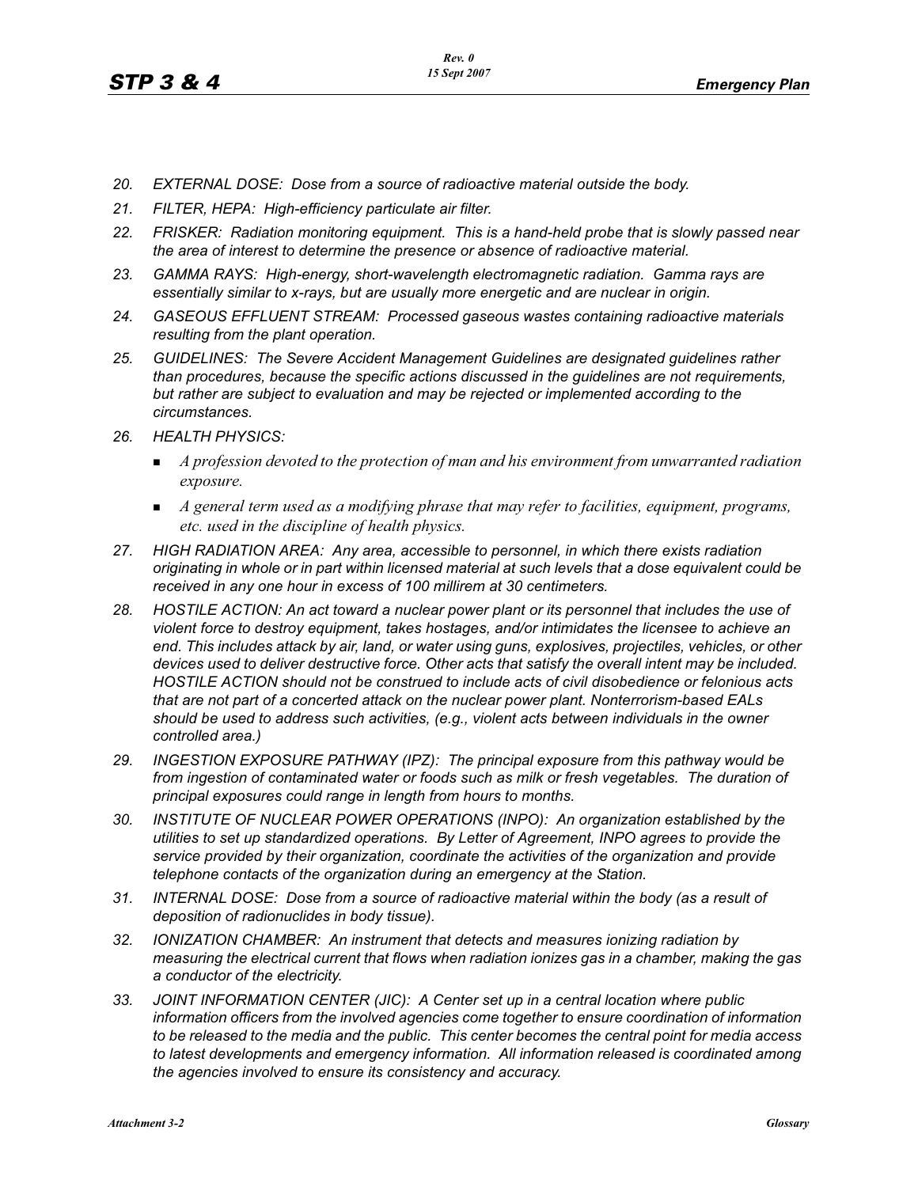20. *EXTERNAL DOSE: Dose from a source of radioactive material outside the body.*
21. *FILTER, HEPA: High-efficiency particulate air filter.*
22. *FRISKER: Radiation monitoring equipment. This is a hand-held probe that is slowly passed near the area of interest to determine the presence or absence of radioactive material.*
23. *GAMMA RAYS: High-energy, short-wavelength electromagnetic radiation. Gamma rays are essentially similar to x-rays, but are usually more energetic and are nuclear in origin.*
24. *GASEOUS EFFLUENT STREAM: Processed gaseous wastes containing radioactive materials resulting from the plant operation.*
25. *GUIDELINES: The Severe Accident Management Guidelines are designated guidelines rather than procedures, because the specific actions discussed in the guidelines are not requirements, but rather are subject to evaluation and may be rejected or implemented according to the circumstances.*
26. *HEALTH PHYSICS:*
    - *A profession devoted to the protection of man and his environment from unwarranted radiation exposure.*
    - *A general term used as a modifying phrase that may refer to facilities, equipment, programs, etc. used in the discipline of health physics.*
27. *HIGH RADIATION AREA: Any area, accessible to personnel, in which there exists radiation originating in whole or in part within licensed material at such levels that a dose equivalent could be received in any one hour in excess of 100 millirem at 30 centimeters.*
28. *HOSTILE ACTION: An act toward a nuclear power plant or its personnel that includes the use of violent force to destroy equipment, takes hostages, and/or intimidates the licensee to achieve an end. This includes attack by air, land, or water using guns, explosives, projectiles, vehicles, or other devices used to deliver destructive force. Other acts that satisfy the overall intent may be included. HOSTILE ACTION should not be construed to include acts of civil disobedience or felonious acts that are not part of a concerted attack on the nuclear power plant. Nonterrorism-based EALs should be used to address such activities, (e.g., violent acts between individuals in the owner controlled area.)*
29. *INGESTION EXPOSURE PATHWAY (IPZ): The principal exposure from this pathway would be from ingestion of contaminated water or foods such as milk or fresh vegetables. The duration of principal exposures could range in length from hours to months.*
30. *INSTITUTE OF NUCLEAR POWER OPERATIONS (INPO): An organization established by the utilities to set up standardized operations. By Letter of Agreement, INPO agrees to provide the service provided by their organization, coordinate the activities of the organization and provide telephone contacts of the organization during an emergency at the Station.*
31. *INTERNAL DOSE: Dose from a source of radioactive material within the body (as a result of deposition of radionuclides in body tissue).*
32. *IONIZATION CHAMBER: An instrument that detects and measures ionizing radiation by measuring the electrical current that flows when radiation ionizes gas in a chamber, making the gas a conductor of the electricity.*
33. *JOINT INFORMATION CENTER (JIC): A Center set up in a central location where public information officers from the involved agencies come together to ensure coordination of information to be released to the media and the public. This center becomes the central point for media access to latest developments and emergency information. All information released is coordinated among the agencies involved to ensure its consistency and accuracy.*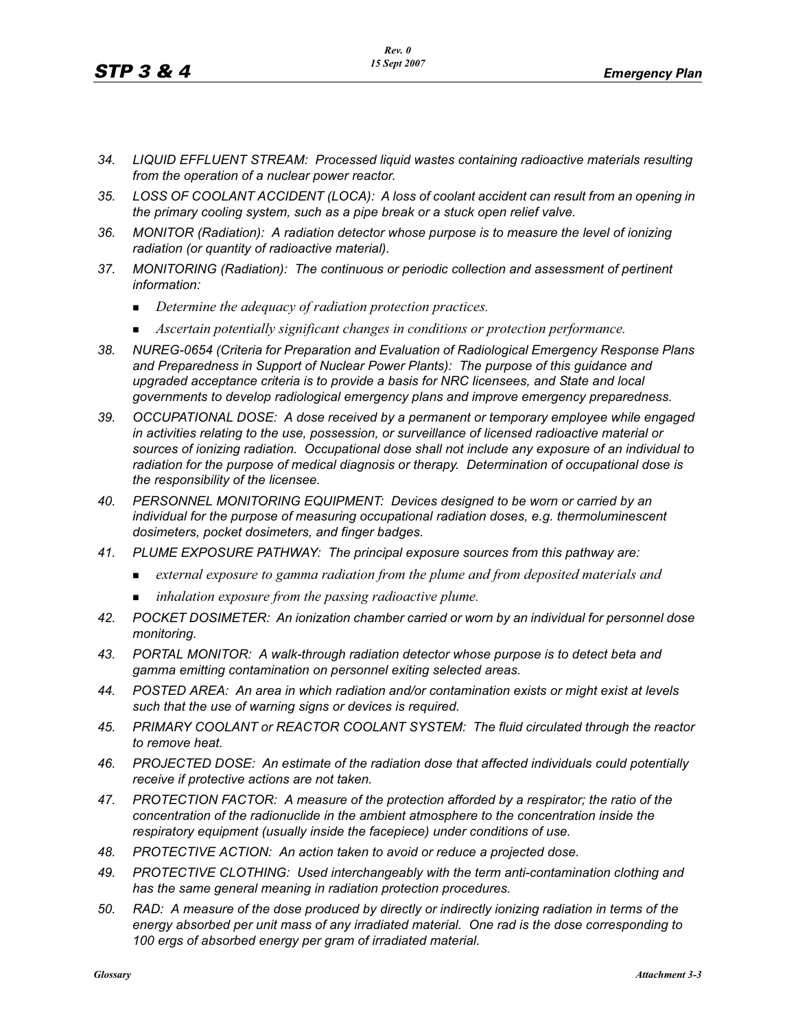34. *LIQUID EFFLUENT STREAM: Processed liquid wastes containing radioactive materials resulting from the operation of a nuclear power reactor.*

35. *LOSS OF COOLANT ACCIDENT (LOCA): A loss of coolant accident can result from an opening in the primary cooling system, such as a pipe break or a stuck open relief valve.*

36. *MONITOR (Radiation): A radiation detector whose purpose is to measure the level of ionizing radiation (or quantity of radioactive material).*

37. *MONITORING (Radiation): The continuous or periodic collection and assessment of pertinent information:*

    - *Determine the adequacy of radiation protection practices.*
    - *Ascertain potentially significant changes in conditions or protection performance.*

38. *NUREG-0654 (Criteria for Preparation and Evaluation of Radiological Emergency Response Plans and Preparedness in Support of Nuclear Power Plants): The purpose of this guidance and upgraded acceptance criteria is to provide a basis for NRC licensees, and State and local governments to develop radiological emergency plans and improve emergency preparedness.*

39. *OCCUPATIONAL DOSE: A dose received by a permanent or temporary employee while engaged in activities relating to the use, possession, or surveillance of licensed radioactive material or sources of ionizing radiation. Occupational dose shall not include any exposure of an individual to radiation for the purpose of medical diagnosis or therapy. Determination of occupational dose is the responsibility of the licensee.*

40. *PERSONNEL MONITORING EQUIPMENT: Devices designed to be worn or carried by an individual for the purpose of measuring occupational radiation doses, e.g. thermoluminescent dosimeters, pocket dosimeters, and finger badges.*

41. *PLUME EXPOSURE PATHWAY: The principal exposure sources from this pathway are:*

    - *external exposure to gamma radiation from the plume and from deposited materials and*
    - *inhalation exposure from the passing radioactive plume.*

42. *POCKET DOSIMETER: An ionization chamber carried or worn by an individual for personnel dose monitoring.*

43. *PORTAL MONITOR: A walk-through radiation detector whose purpose is to detect beta and gamma emitting contamination on personnel exiting selected areas.*

44. *POSTED AREA: An area in which radiation and/or contamination exists or might exist at levels such that the use of warning signs or devices is required.*

45. *PRIMARY COOLANT or REACTOR COOLANT SYSTEM: The fluid circulated through the reactor to remove heat.*

46. *PROJECTED DOSE: An estimate of the radiation dose that affected individuals could potentially receive if protective actions are not taken.*

47. *PROTECTION FACTOR: A measure of the protection afforded by a respirator; the ratio of the concentration of the radionuclide in the ambient atmosphere to the concentration inside the respiratory equipment (usually inside the facepiece) under conditions of use.*

48. *PROTECTIVE ACTION: An action taken to avoid or reduce a projected dose.*

49. *PROTECTIVE CLOTHING: Used interchangeably with the term anti-contamination clothing and has the same general meaning in radiation protection procedures.*

50. *RAD: A measure of the dose produced by directly or indirectly ionizing radiation in terms of the energy absorbed per unit mass of any irradiated material. One rad is the dose corresponding to 100 ergs of absorbed energy per gram of irradiated material.*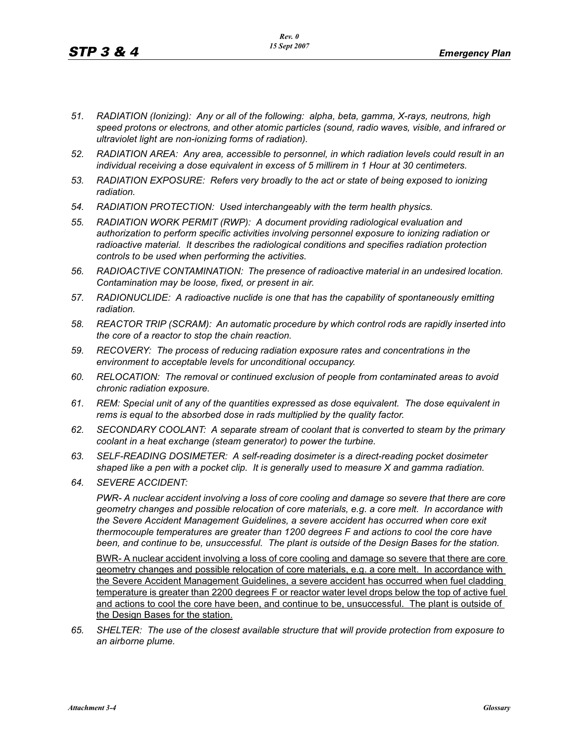*51. RADIATION (Ionizing): Any or all of the following: alpha, beta, gamma, X-rays, neutrons, high speed protons or electrons, and other atomic particles (sound, radio waves, visible, and infrared or ultraviolet light are non-ionizing forms of radiation).*

*52. RADIATION AREA: Any area, accessible to personnel, in which radiation levels could result in an individual receiving a dose equivalent in excess of 5 millirem in 1 Hour at 30 centimeters.*

*53. RADIATION EXPOSURE: Refers very broadly to the act or state of being exposed to ionizing radiation.*

*54. RADIATION PROTECTION: Used interchangeably with the term health physics.*

*55. RADIATION WORK PERMIT (RWP): A document providing radiological evaluation and authorization to perform specific activities involving personnel exposure to ionizing radiation or radioactive material. It describes the radiological conditions and specifies radiation protection controls to be used when performing the activities.*

*56. RADIOACTIVE CONTAMINATION: The presence of radioactive material in an undesired location. Contamination may be loose, fixed, or present in air.*

*57. RADIONUCLIDE: A radioactive nuclide is one that has the capability of spontaneously emitting radiation.*

*58. REACTOR TRIP (SCRAM): An automatic procedure by which control rods are rapidly inserted into the core of a reactor to stop the chain reaction.*

*59. RECOVERY: The process of reducing radiation exposure rates and concentrations in the environment to acceptable levels for unconditional occupancy.*

*60. RELOCATION: The removal or continued exclusion of people from contaminated areas to avoid chronic radiation exposure.*

*61. REM: Special unit of any of the quantities expressed as dose equivalent. The dose equivalent in rems is equal to the absorbed dose in rads multiplied by the quality factor.*

*62. SECONDARY COOLANT: A separate stream of coolant that is converted to steam by the primary coolant in a heat exchange (steam generator) to power the turbine.*

*63. SELF-READING DOSIMETER: A self-reading dosimeter is a direct-reading pocket dosimeter shaped like a pen with a pocket clip. It is generally used to measure X and gamma radiation.*

*64. SEVERE ACCIDENT:*

*PWR- A nuclear accident involving a loss of core cooling and damage so severe that there are core geometry changes and possible relocation of core materials, e.g. a core melt. In accordance with the Severe Accident Management Guidelines, a severe accident has occurred when core exit thermocouple temperatures are greater than 1200 degrees F and actions to cool the core have been, and continue to be, unsuccessful. The plant is outside of the Design Bases for the station.*

<u>BWR- A nuclear accident involving a loss of core cooling and damage so severe that there are core geometry changes and possible relocation of core materials, e.g. a core melt. In accordance with the Severe Accident Management Guidelines, a severe accident has occurred when fuel cladding temperature is greater than 2200 degrees F or reactor water level drops below the top of active fuel and actions to cool the core have been, and continue to be, unsuccessful. The plant is outside of the Design Bases for the station.</u>

*65. SHELTER: The use of the closest available structure that will provide protection from exposure to an airborne plume.*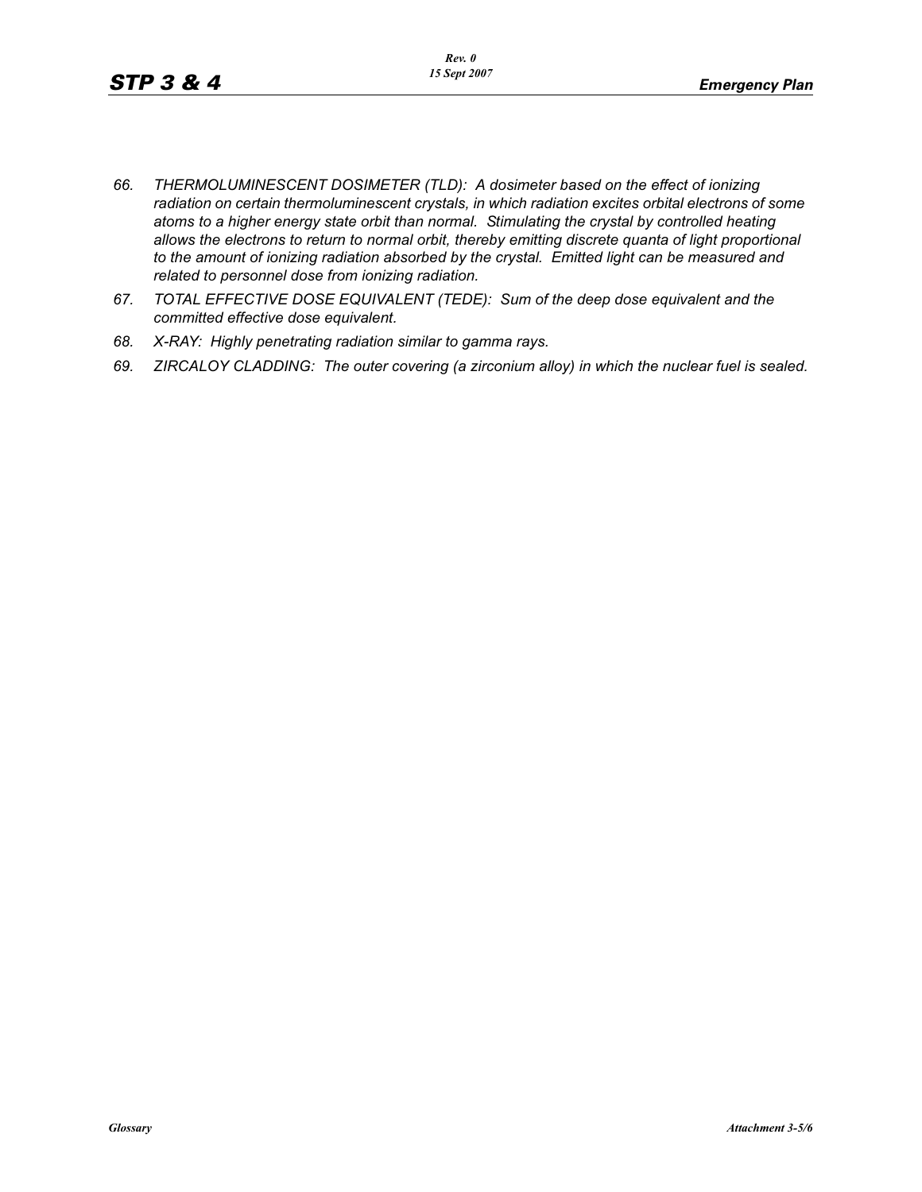66. *THERMOLUMINESCENT DOSIMETER (TLD): A dosimeter based on the effect of ionizing radiation on certain thermoluminescent crystals, in which radiation excites orbital electrons of some atoms to a higher energy state orbit than normal. Stimulating the crystal by controlled heating allows the electrons to return to normal orbit, thereby emitting discrete quanta of light proportional to the amount of ionizing radiation absorbed by the crystal. Emitted light can be measured and related to personnel dose from ionizing radiation.*
67. *TOTAL EFFECTIVE DOSE EQUIVALENT (TEDE): Sum of the deep dose equivalent and the committed effective dose equivalent.*
68. *X-RAY: Highly penetrating radiation similar to gamma rays.*
69. *ZIRCALOY CLADDING: The outer covering (a zirconium alloy) in which the nuclear fuel is sealed.*